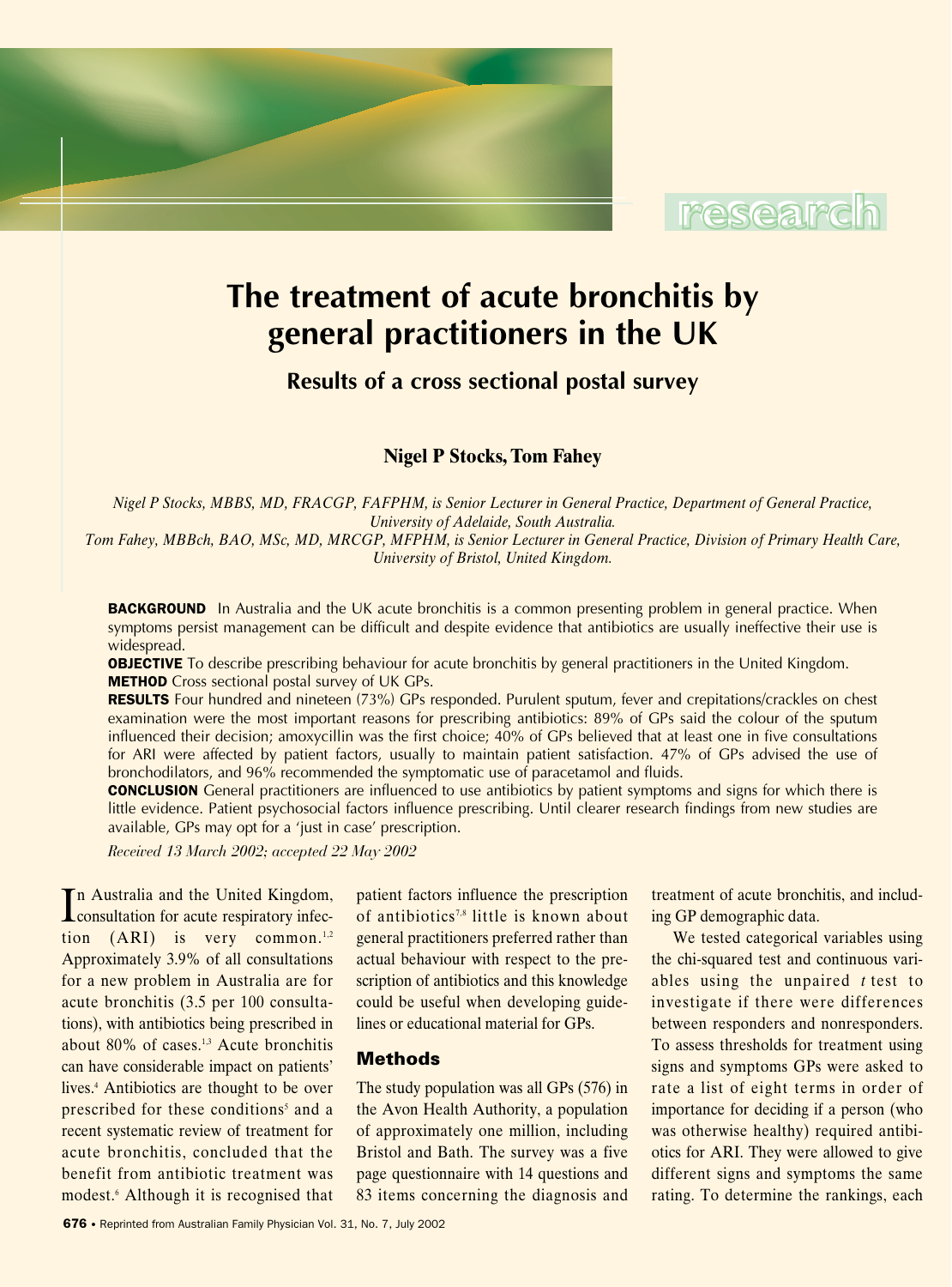research

# The treatment of acute bronchitis by general practitioners in the UK

## Results of a cross sectional postal survey

**Nigel P Stocks, Tom Fahey**

*Nigel P Stocks, MBBS, MD, FRACGP, FAFPHM, is Senior Lecturer in General Practice, Department of General Practice, University of Adelaide, South Australia.*
*Tom Fahey, MBBch, BAO, MSc, MD, MRCGP, MFPHM, is Senior Lecturer in General Practice, Division of Primary Health Care, University of Bristol, United Kingdom.*

**BACKGROUND** In Australia and the UK acute bronchitis is a common presenting problem in general practice. When symptoms persist management can be difficult and despite evidence that antibiotics are usually ineffective their use is widespread.

**OBJECTIVE** To describe prescribing behaviour for acute bronchitis by general practitioners in the United Kingdom.

**METHOD** Cross sectional postal survey of UK GPs.

**RESULTS** Four hundred and nineteen (73%) GPs responded. Purulent sputum, fever and crepitations/crackles on chest examination were the most important reasons for prescribing antibiotics: 89% of GPs said the colour of the sputum influenced their decision; amoxycillin was the first choice; 40% of GPs believed that at least one in five consultations for ARI were affected by patient factors, usually to maintain patient satisfaction. 47% of GPs advised the use of bronchodilators, and 96% recommended the symptomatic use of paracetamol and fluids.

**CONCLUSION** General practitioners are influenced to use antibiotics by patient symptoms and signs for which there is little evidence. Patient psychosocial factors influence prescribing. Until clearer research findings from new studies are available, GPs may opt for a 'just in case' prescription.

*Received 13 March 2002; accepted 22 May 2002*

In Australia and the United Kingdom, consultation for acute respiratory infection (ARI) is very common.[1,2] Approximately 3.9% of all consultations for a new problem in Australia are for acute bronchitis (3.5 per 100 consultations), with antibiotics being prescribed in about 80% of cases.[1,3] Acute bronchitis can have considerable impact on patients' lives.[4] Antibiotics are thought to be over prescribed for these conditions[5] and a recent systematic review of treatment for acute bronchitis, concluded that the benefit from antibiotic treatment was modest.[6] Although it is recognised that patient factors influence the prescription of antibiotics[7,8] little is known about general practitioners preferred rather than actual behaviour with respect to the prescription of antibiotics and this knowledge could be useful when developing guidelines or educational material for GPs.

## Methods

The study population was all GPs (576) in the Avon Health Authority, a population of approximately one million, including Bristol and Bath. The survey was a five page questionnaire with 14 questions and 83 items concerning the diagnosis and treatment of acute bronchitis, and including GP demographic data.

We tested categorical variables using the chi-squared test and continuous variables using the unpaired *t* test to investigate if there were differences between responders and nonresponders. To assess thresholds for treatment using signs and symptoms GPs were asked to rate a list of eight terms in order of importance for deciding if a person (who was otherwise healthy) required antibiotics for ARI. They were allowed to give different signs and symptoms the same rating. To determine the rankings, each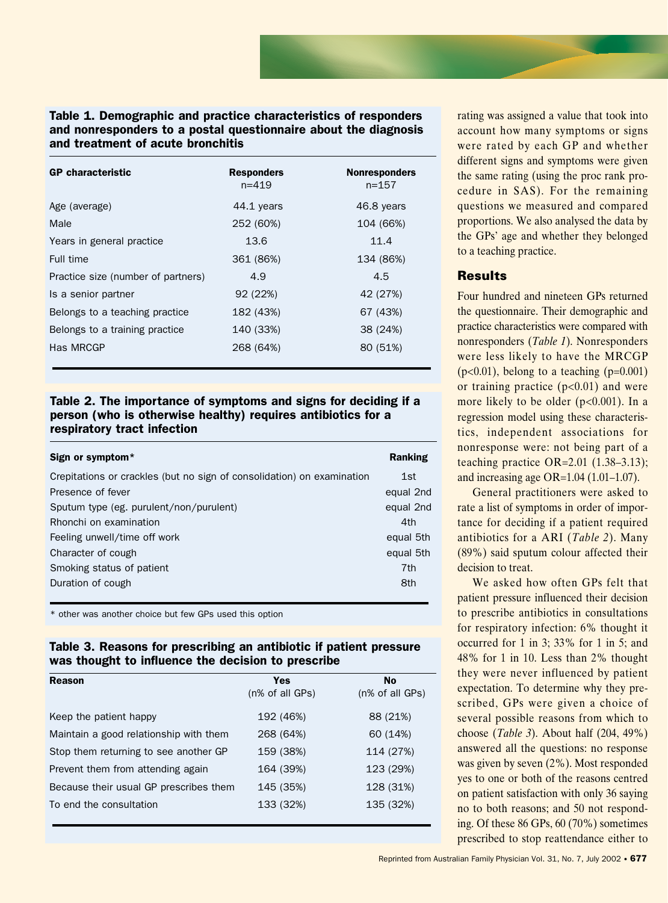**Table 1. Demographic and practice characteristics of responders and nonresponders to a postal questionnaire about the diagnosis and treatment of acute bronchitis**

| GP characteristic | Responders n=419 | Nonresponders n=157 |
|---|---|---|
| Age (average) | 44.1 years | 46.8 years |
| Male | 252 (60%) | 104 (66%) |
| Years in general practice | 13.6 | 11.4 |
| Full time | 361 (86%) | 134 (86%) |
| Practice size (number of partners) | 4.9 | 4.5 |
| Is a senior partner | 92 (22%) | 42 (27%) |
| Belongs to a teaching practice | 182 (43%) | 67 (43%) |
| Belongs to a training practice | 140 (33%) | 38 (24%) |
| Has MRCGP | 268 (64%) | 80 (51%) |

**Table 2. The importance of symptoms and signs for deciding if a person (who is otherwise healthy) requires antibiotics for a respiratory tract infection**

| Sign or symptom* | Ranking |
|---|---|
| Crepitations or crackles (but no sign of consolidation) on examination | 1st |
| Presence of fever | equal 2nd |
| Sputum type (eg. purulent/non/purulent) | equal 2nd |
| Rhonchi on examination | 4th |
| Feeling unwell/time off work | equal 5th |
| Character of cough | equal 5th |
| Smoking status of patient | 7th |
| Duration of cough | 8th |

\* other was another choice but few GPs used this option

**Table 3. Reasons for prescribing an antibiotic if patient pressure was thought to influence the decision to prescribe**

| Reason | Yes (n% of all GPs) | No (n% of all GPs) |
|---|---|---|
| Keep the patient happy | 192 (46%) | 88 (21%) |
| Maintain a good relationship with them | 268 (64%) | 60 (14%) |
| Stop them returning to see another GP | 159 (38%) | 114 (27%) |
| Prevent them from attending again | 164 (39%) | 123 (29%) |
| Because their usual GP prescribes them | 145 (35%) | 128 (31%) |
| To end the consultation | 133 (32%) | 135 (32%) |

rating was assigned a value that took into account how many symptoms or signs were rated by each GP and whether different signs and symptoms were given the same rating (using the proc rank procedure in SAS). For the remaining questions we measured and compared proportions. We also analysed the data by the GPs' age and whether they belonged to a teaching practice.

## Results

Four hundred and nineteen GPs returned the questionnaire. Their demographic and practice characteristics were compared with nonresponders (*Table 1*). Nonresponders were less likely to have the MRCGP ($p<0.01$), belong to a teaching ($p=0.001$) or training practice ($p<0.01$) and were more likely to be older ($p<0.001$). In a regression model using these characteristics, independent associations for nonresponse were: not being part of a teaching practice OR=2.01 (1.38–3.13); and increasing age OR=1.04 (1.01–1.07).

General practitioners were asked to rate a list of symptoms in order of importance for deciding if a patient required antibiotics for a ARI (*Table 2*). Many (89%) said sputum colour affected their decision to treat.

We asked how often GPs felt that patient pressure influenced their decision to prescribe antibiotics in consultations for respiratory infection: 6% thought it occurred for 1 in 3; 33% for 1 in 5; and 48% for 1 in 10. Less than 2% thought they were never influenced by patient expectation. To determine why they prescribed, GPs were given a choice of several possible reasons from which to choose (*Table 3*). About half (204, 49%) answered all the questions: no response was given by seven (2%). Most responded yes to one or both of the reasons centred on patient satisfaction with only 36 saying no to both reasons; and 50 not responding. Of these 86 GPs, 60 (70%) sometimes prescribed to stop reattendance either to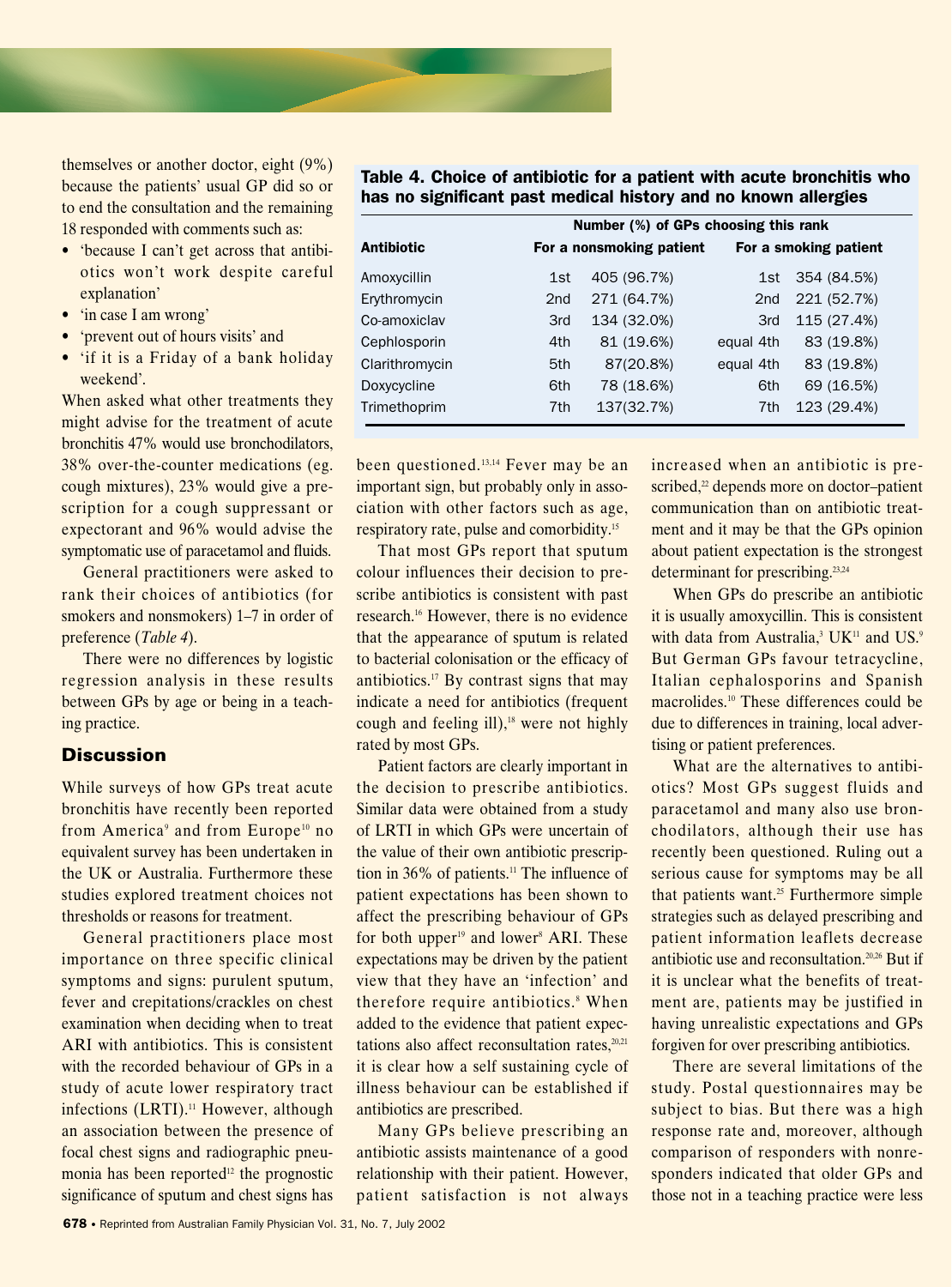themselves or another doctor, eight (9%) because the patients' usual GP did so or to end the consultation and the remaining 18 responded with comments such as:

- 'because I can't get across that antibiotics won't work despite careful explanation'
- 'in case I am wrong'
- 'prevent out of hours visits' and
- 'if it is a Friday of a bank holiday weekend'.

When asked what other treatments they might advise for the treatment of acute bronchitis 47% would use bronchodilators, 38% over-the-counter medications (eg. cough mixtures), 23% would give a prescription for a cough suppressant or expectorant and 96% would advise the symptomatic use of paracetamol and fluids.

General practitioners were asked to rank their choices of antibiotics (for smokers and nonsmokers) 1–7 in order of preference (*Table 4*).

**Table 4. Choice of antibiotic for a patient with acute bronchitis who has no significant past medical history and no known allergies**

| Antibiotic | Number (%) of GPs choosing this rank | | | |
|---|---|---|---|---|
| | For a nonsmoking patient | | For a smoking patient | |
| Amoxycillin | 1st | 405 (96.7%) | 1st | 354 (84.5%) |
| Erythromycin | 2nd | 271 (64.7%) | 2nd | 221 (52.7%) |
| Co-amoxiclav | 3rd | 134 (32.0%) | 3rd | 115 (27.4%) |
| Cephlosporin | 4th | 81 (19.6%) | equal 4th | 83 (19.8%) |
| Clarithromycin | 5th | 87(20.8%) | equal 4th | 83 (19.8%) |
| Doxycycline | 6th | 78 (18.6%) | 6th | 69 (16.5%) |
| Trimethoprim | 7th | 137(32.7%) | 7th | 123 (29.4%) |

There were no differences by logistic regression analysis in these results between GPs by age or being in a teaching practice.

## Discussion

While surveys of how GPs treat acute bronchitis have recently been reported from America[9] and from Europe[10] no equivalent survey has been undertaken in the UK or Australia. Furthermore these studies explored treatment choices not thresholds or reasons for treatment.

General practitioners place most importance on three specific clinical symptoms and signs: purulent sputum, fever and crepitations/crackles on chest examination when deciding when to treat ARI with antibiotics. This is consistent with the recorded behaviour of GPs in a study of acute lower respiratory tract infections (LRTI).[11] However, although an association between the presence of focal chest signs and radiographic pneumonia has been reported[12] the prognostic significance of sputum and chest signs has been questioned.[13,14] Fever may be an important sign, but probably only in association with other factors such as age, respiratory rate, pulse and comorbidity.[15]

That most GPs report that sputum colour influences their decision to prescribe antibiotics is consistent with past research.[16] However, there is no evidence that the appearance of sputum is related to bacterial colonisation or the efficacy of antibiotics.[17] By contrast signs that may indicate a need for antibiotics (frequent cough and feeling ill),[18] were not highly rated by most GPs.

Patient factors are clearly important in the decision to prescribe antibiotics. Similar data were obtained from a study of LRTI in which GPs were uncertain of the value of their own antibiotic prescription in 36% of patients.[11] The influence of patient expectations has been shown to affect the prescribing behaviour of GPs for both upper[19] and lower[8] ARI. These expectations may be driven by the patient view that they have an 'infection' and therefore require antibiotics.[8] When added to the evidence that patient expectations also affect reconsultation rates,[20,21] it is clear how a self sustaining cycle of illness behaviour can be established if antibiotics are prescribed.

Many GPs believe prescribing an antibiotic assists maintenance of a good relationship with their patient. However, patient satisfaction is not always increased when an antibiotic is prescribed,[22] depends more on doctor–patient communication than on antibiotic treatment and it may be that the GPs opinion about patient expectation is the strongest determinant for prescribing.[23,24]

When GPs do prescribe an antibiotic it is usually amoxycillin. This is consistent with data from Australia,[3] UK[11] and US.[9] But German GPs favour tetracycline, Italian cephalosporins and Spanish macrolides.[10] These differences could be due to differences in training, local advertising or patient preferences.

What are the alternatives to antibiotics? Most GPs suggest fluids and paracetamol and many also use bronchodilators, although their use has recently been questioned. Ruling out a serious cause for symptoms may be all that patients want.[25] Furthermore simple strategies such as delayed prescribing and patient information leaflets decrease antibiotic use and reconsultation.[20,26] But if it is unclear what the benefits of treatment are, patients may be justified in having unrealistic expectations and GPs forgiven for over prescribing antibiotics.

There are several limitations of the study. Postal questionnaires may be subject to bias. But there was a high response rate and, moreover, although comparison of responders with nonresponders indicated that older GPs and those not in a teaching practice were less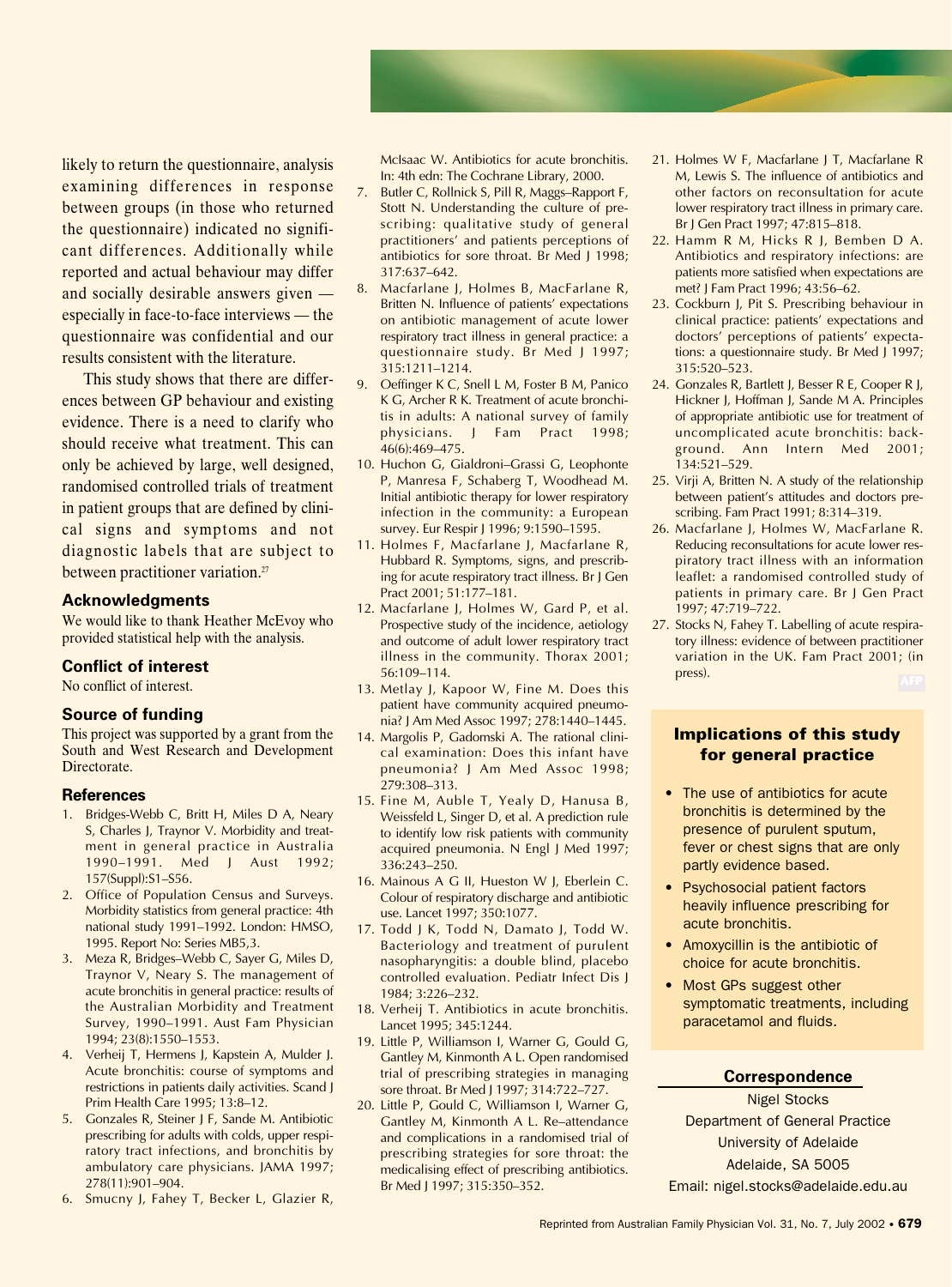likely to return the questionnaire, analysis examining differences in response between groups (in those who returned the questionnaire) indicated no significant differences. Additionally while reported and actual behaviour may differ and socially desirable answers given — especially in face-to-face interviews — the questionnaire was confidential and our results consistent with the literature.

This study shows that there are differences between GP behaviour and existing evidence. There is a need to clarify who should receive what treatment. This can only be achieved by large, well designed, randomised controlled trials of treatment in patient groups that are defined by clinical signs and symptoms and not diagnostic labels that are subject to between practitioner variation.[27]

### Acknowledgments

We would like to thank Heather McEvoy who provided statistical help with the analysis.

### Conflict of interest

No conflict of interest.

### Source of funding

This project was supported by a grant from the South and West Research and Development Directorate.

### References

1. Bridges-Webb C, Britt H, Miles D A, Neary S, Charles J, Traynor V. Morbidity and treatment in general practice in Australia 1990–1991. Med J Aust 1992; 157(Suppl):S1–S56.
2. Office of Population Census and Surveys. Morbidity statistics from general practice: 4th national study 1991–1992. London: HMSO, 1995. Report No: Series MB5,3.
3. Meza R, Bridges–Webb C, Sayer G, Miles D, Traynor V, Neary S. The management of acute bronchitis in general practice: results of the Australian Morbidity and Treatment Survey, 1990–1991. Aust Fam Physician 1994; 23(8):1550–1553.
4. Verheij T, Hermens J, Kapstein A, Mulder J. Acute bronchitis: course of symptoms and restrictions in patients daily activities. Scand J Prim Health Care 1995; 13:8–12.
5. Gonzales R, Steiner J F, Sande M. Antibiotic prescribing for adults with colds, upper respiratory tract infections, and bronchitis by ambulatory care physicians. JAMA 1997; 278(11):901–904.
6. Smucny J, Fahey T, Becker L, Glazier R, McIsaac W. Antibiotics for acute bronchitis. In: 4th edn: The Cochrane Library, 2000.
7. Butler C, Rollnick S, Pill R, Maggs–Rapport F, Stott N. Understanding the culture of prescribing: qualitative study of general practitioners' and patients perceptions of antibiotics for sore throat. Br Med J 1998; 317:637–642.
8. Macfarlane J, Holmes B, MacFarlane R, Britten N. Influence of patients' expectations on antibiotic management of acute lower respiratory tract illness in general practice: a questionnaire study. Br Med J 1997; 315:1211–1214.
9. Oeffinger K C, Snell L M, Foster B M, Panico K G, Archer R K. Treatment of acute bronchitis in adults: A national survey of family physicians. J Fam Pract 1998; 46(6):469–475.
10. Huchon G, Gialdroni–Grassi G, Leophonte P, Manresa F, Schaberg T, Woodhead M. Initial antibiotic therapy for lower respiratory infection in the community: a European survey. Eur Respir J 1996; 9:1590–1595.
11. Holmes F, Macfarlane J, Macfarlane R, Hubbard R. Symptoms, signs, and prescribing for acute respiratory tract illness. Br J Gen Pract 2001; 51:177–181.
12. Macfarlane J, Holmes W, Gard P, et al. Prospective study of the incidence, aetiology and outcome of adult lower respiratory tract illness in the community. Thorax 2001; 56:109–114.
13. Metlay J, Kapoor W, Fine M. Does this patient have community acquired pneumonia? J Am Med Assoc 1997; 278:1440–1445.
14. Margolis P, Gadomski A. The rational clinical examination: Does this infant have pneumonia? J Am Med Assoc 1998; 279:308–313.
15. Fine M, Auble T, Yealy D, Hanusa B, Weissfeld L, Singer D, et al. A prediction rule to identify low risk patients with community acquired pneumonia. N Engl J Med 1997; 336:243–250.
16. Mainous A G II, Hueston W J, Eberlein C. Colour of respiratory discharge and antibiotic use. Lancet 1997; 350:1077.
17. Todd J K, Todd N, Damato J, Todd W. Bacteriology and treatment of purulent nasopharyngitis: a double blind, placebo controlled evaluation. Pediatr Infect Dis J 1984; 3:226–232.
18. Verheij T. Antibiotics in acute bronchitis. Lancet 1995; 345:1244.
19. Little P, Williamson I, Warner G, Gould G, Gantley M, Kinmonth A L. Open randomised trial of prescribing strategies in managing sore throat. Br Med J 1997; 314:722–727.
20. Little P, Gould C, Williamson I, Warner G, Gantley M, Kinmonth A L. Re–attendance and complications in a randomised trial of prescribing strategies for sore throat: the medicalising effect of prescribing antibiotics. Br Med J 1997; 315:350–352.
21. Holmes W F, Macfarlane J T, Macfarlane R M, Lewis S. The influence of antibiotics and other factors on reconsultation for acute lower respiratory tract illness in primary care. Br J Gen Pract 1997; 47:815–818.
22. Hamm R M, Hicks R J, Bemben D A. Antibiotics and respiratory infections: are patients more satisfied when expectations are met? J Fam Pract 1996; 43:56–62.
23. Cockburn J, Pit S. Prescribing behaviour in clinical practice: patients' expectations and doctors' perceptions of patients' expectations: a questionnaire study. Br Med J 1997; 315:520–523.
24. Gonzales R, Bartlett J, Besser R E, Cooper R J, Hickner J, Hoffman J, Sande M A. Principles of appropriate antibiotic use for treatment of uncomplicated acute bronchitis: background. Ann Intern Med 2001; 134:521–529.
25. Virji A, Britten N. A study of the relationship between patient's attitudes and doctors prescribing. Fam Pract 1991; 8:314–319.
26. Macfarlane J, Holmes W, MacFarlane R. Reducing reconsultations for acute lower respiratory tract illness with an information leaflet: a randomised controlled study of patients in primary care. Br J Gen Pract 1997; 47:719–722.
27. Stocks N, Fahey T. Labelling of acute respiratory illness: evidence of between practitioner variation in the UK. Fam Pract 2001; (in press).

### Implications of this study for general practice

- The use of antibiotics for acute bronchitis is determined by the presence of purulent sputum, fever or chest signs that are only partly evidence based.
- Psychosocial patient factors heavily influence prescribing for acute bronchitis.
- Amoxycillin is the antibiotic of choice for acute bronchitis.
- Most GPs suggest other symptomatic treatments, including paracetamol and fluids.

### Correspondence

Nigel Stocks
Department of General Practice
University of Adelaide
Adelaide, SA 5005
Email: nigel.stocks@adelaide.edu.au